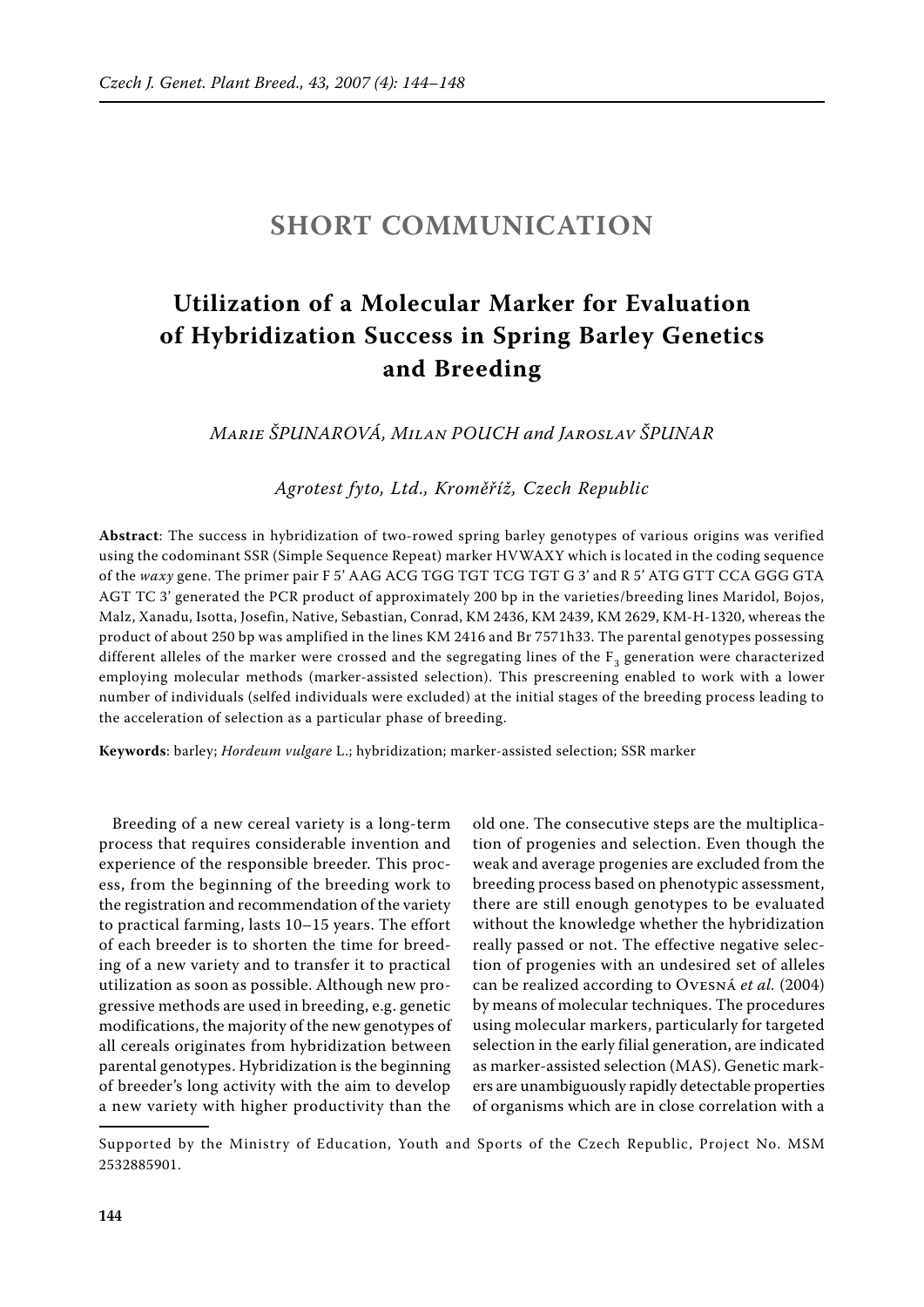# SHORT COMMUNICATION

## Utilization of a Molecular Marker for Evaluation of Hybridization Success in Spring Barley Genetics and Breeding

*Marie ŠPUNAROVÁ, Milan POUCH and Jaroslav ŠPUNAR*

*Agrotest fyto, Ltd., Kroměříž, Czech Republic*

**Abstract**: The success in hybridization of two-rowed spring barley genotypes of various origins was verified using the codominant SSR (Simple Sequence Repeat) marker HVWAXY which is located in the coding sequence of the *waxy* gene. The primer pair F 5' AAG ACG TGG TGT TCG TGT G 3' and R 5' ATG GTT CCA GGG GTA AGT TC 3' generated the PCR product of approximately 200 bp in the varieties/breeding lines Maridol, Bojos, Malz, Xanadu, Isotta, Josefin, Native, Sebastian, Conrad, KM 2436, KM 2439, KM 2629, KM-H-1320, whereas the product of about 250 bp was amplified in the lines KM 2416 and Br 7571h33. The parental genotypes possessing different alleles of the marker were crossed and the segregating lines of the $F_3$ generation were characterized employing molecular methods (marker-assisted selection). This prescreening enabled to work with a lower number of individuals (selfed individuals were excluded) at the initial stages of the breeding process leading to the acceleration of selection as a particular phase of breeding.

**Keywords**: barley; *Hordeum vulgare* L.; hybridization; marker-assisted selection; SSR marker

Breeding of a new cereal variety is a long-term process that requires considerable invention and experience of the responsible breeder. This process, from the beginning of the breeding work to the registration and recommendation of the variety to practical farming, lasts 10–15 years. The effort of each breeder is to shorten the time for breeding of a new variety and to transfer it to practical utilization as soon as possible. Although new progressive methods are used in breeding, e.g. genetic modifications, the majority of the new genotypes of all cereals originates from hybridization between parental genotypes. Hybridization is the beginning of breeder's long activity with the aim to develop a new variety with higher productivity than the old one. The consecutive steps are the multiplication of progenies and selection. Even though the weak and average progenies are excluded from the breeding process based on phenotypic assessment, there are still enough genotypes to be evaluated without the knowledge whether the hybridization really passed or not. The effective negative selection of progenies with an undesired set of alleles can be realized according to Ovesná *et al.* (2004) by means of molecular techniques. The procedures using molecular markers, particularly for targeted selection in the early filial generation, are indicated as marker-assisted selection (MAS). Genetic markers are unambiguously rapidly detectable properties of organisms which are in close correlation with a

Supported by the Ministry of Education, Youth and Sports of the Czech Republic, Project No. MSM 2532885901.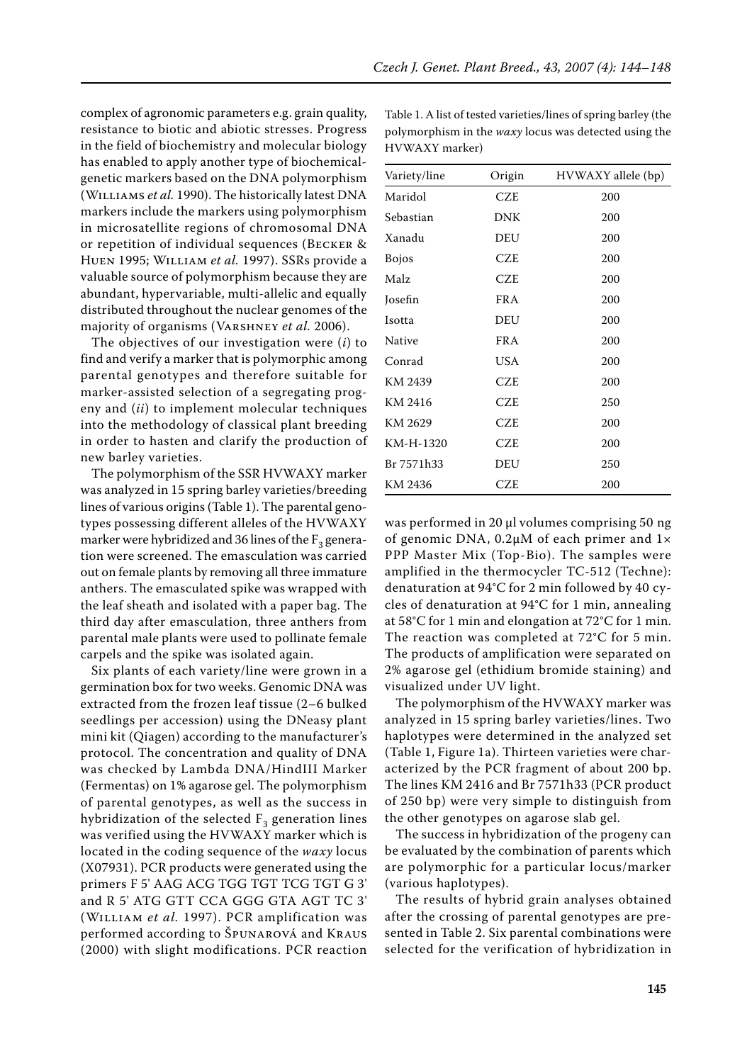complex of agronomic parameters e.g. grain quality, resistance to biotic and abiotic stresses. Progress in the field of biochemistry and molecular biology has enabled to apply another type of biochemical-genetic markers based on the DNA polymorphism (Williams *et al.* 1990). The historically latest DNA markers include the markers using polymorphism in microsatellite regions of chromosomal DNA or repetition of individual sequences (Becker & Huen 1995; William *et al.* 1997). SSRs provide a valuable source of polymorphism because they are abundant, hypervariable, multi-allelic and equally distributed throughout the nuclear genomes of the majority of organisms (Varshney *et al.* 2006).

The objectives of our investigation were (*i*) to find and verify a marker that is polymorphic among parental genotypes and therefore suitable for marker-assisted selection of a segregating progeny and (*ii*) to implement molecular techniques into the methodology of classical plant breeding in order to hasten and clarify the production of new barley varieties.

The polymorphism of the SSR HVWAXY marker was analyzed in 15 spring barley varieties/breeding lines of various origins (Table 1). The parental genotypes possessing different alleles of the HVWAXY marker were hybridized and 36 lines of the $F_3$ generation were screened. The emasculation was carried out on female plants by removing all three immature anthers. The emasculated spike was wrapped with the leaf sheath and isolated with a paper bag. The third day after emasculation, three anthers from parental male plants were used to pollinate female carpels and the spike was isolated again.

Six plants of each variety/line were grown in a germination box for two weeks. Genomic DNA was extracted from the frozen leaf tissue (2–6 bulked seedlings per accession) using the DNeasy plant mini kit (Qiagen) according to the manufacturer's protocol. The concentration and quality of DNA was checked by Lambda DNA/HindIII Marker (Fermentas) on 1% agarose gel. The polymorphism of parental genotypes, as well as the success in hybridization of the selected $F_3$ generation lines was verified using the HVWAXY marker which is located in the coding sequence of the *waxy* locus (X07931). PCR products were generated using the primers F 5' AAG ACG TGG TGT TCG TGT G 3' and R 5' ATG GTT CCA GGG GTA AGT TC 3' (William *et al.* 1997). PCR amplification was performed according to Špunarová and Kraus (2000) with slight modifications. PCR reaction was performed in 20 µl volumes comprising 50 ng of genomic DNA, 0.2µM of each primer and 1× PPP Master Mix (Top-Bio). The samples were amplified in the thermocycler TC-512 (Techne): denaturation at 94°C for 2 min followed by 40 cycles of denaturation at 94°C for 1 min, annealing at 58°C for 1 min and elongation at 72°C for 1 min. The reaction was completed at 72°C for 5 min. The products of amplification were separated on 2% agarose gel (ethidium bromide staining) and visualized under UV light.

Table 1. A list of tested varieties/lines of spring barley (the polymorphism in the *waxy* locus was detected using the HVWAXY marker)

| Variety/line | Origin | HVWAXY allele (bp) |
|---|---|---|
| Maridol | CZE | 200 |
| Sebastian | DNK | 200 |
| Xanadu | DEU | 200 |
| Bojos | CZE | 200 |
| Malz | CZE | 200 |
| Josefin | FRA | 200 |
| Isotta | DEU | 200 |
| Native | FRA | 200 |
| Conrad | USA | 200 |
| KM 2439 | CZE | 200 |
| KM 2416 | CZE | 250 |
| KM 2629 | CZE | 200 |
| KM-H-1320 | CZE | 200 |
| Br 7571h33 | DEU | 250 |
| KM 2436 | CZE | 200 |

The polymorphism of the HVWAXY marker was analyzed in 15 spring barley varieties/lines. Two haplotypes were determined in the analyzed set (Table 1, Figure 1a). Thirteen varieties were characterized by the PCR fragment of about 200 bp. The lines KM 2416 and Br 7571h33 (PCR product of 250 bp) were very simple to distinguish from the other genotypes on agarose slab gel.

The success in hybridization of the progeny can be evaluated by the combination of parents which are polymorphic for a particular locus/marker (various haplotypes).

The results of hybrid grain analyses obtained after the crossing of parental genotypes are presented in Table 2. Six parental combinations were selected for the verification of hybridization in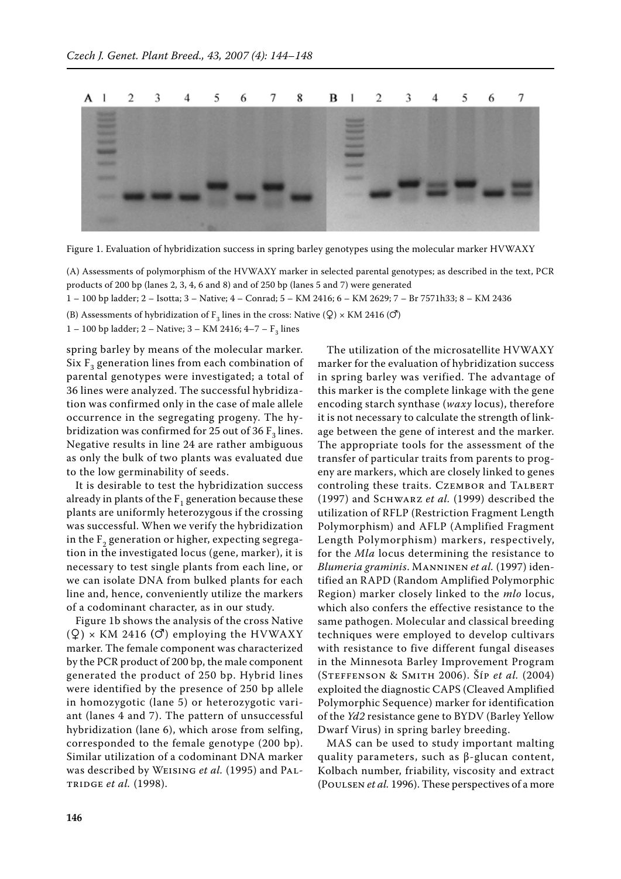Figure 1. Evaluation of hybridization success in spring barley genotypes using the molecular marker HVWAXY

(A) Assessments of polymorphism of the HVWAXY marker in selected parental genotypes; as described in the text, PCR products of 200 bp (lanes 2, 3, 4, 6 and 8) and of 250 bp (lanes 5 and 7) were generated

1 – 100 bp ladder; 2 – Isotta; 3 – Native; 4 – Conrad; 5 – KM 2416; 6 – KM 2629; 7 – Br 7571h33; 8 – KM 2436

(B) Assessments of hybridization of $F_3$ lines in the cross: Native (♀) × KM 2416 (♂)

1 – 100 bp ladder; 2 – Native; 3 – KM 2416; 4–7 – $F_3$ lines

spring barley by means of the molecular marker. Six $F_3$ generation lines from each combination of parental genotypes were investigated; a total of 36 lines were analyzed. The successful hybridization was confirmed only in the case of male allele occurrence in the segregating progeny. The hybridization was confirmed for 25 out of 36 $F_3$ lines. Negative results in line 24 are rather ambiguous as only the bulk of two plants was evaluated due to the low germinability of seeds.

It is desirable to test the hybridization success already in plants of the $F_1$ generation because these plants are uniformly heterozygous if the crossing was successful. When we verify the hybridization in the $F_2$ generation or higher, expecting segregation in the investigated locus (gene, marker), it is necessary to test single plants from each line, or we can isolate DNA from bulked plants for each line and, hence, conveniently utilize the markers of a codominant character, as in our study.

Figure 1b shows the analysis of the cross Native (♀) × KM 2416 (♂) employing the HVWAXY marker. The female component was characterized by the PCR product of 200 bp, the male component generated the product of 250 bp. Hybrid lines were identified by the presence of 250 bp allele in homozygotic (lane 5) or heterozygotic variant (lanes 4 and 7). The pattern of unsuccessful hybridization (lane 6), which arose from selfing, corresponded to the female genotype (200 bp). Similar utilization of a codominant DNA marker was described by Weising *et al.* (1995) and Paltridge *et al.* (1998).

The utilization of the microsatellite HVWAXY marker for the evaluation of hybridization success in spring barley was verified. The advantage of this marker is the complete linkage with the gene encoding starch synthase (*waxy* locus), therefore it is not necessary to calculate the strength of linkage between the gene of interest and the marker. The appropriate tools for the assessment of the transfer of particular traits from parents to progeny are markers, which are closely linked to genes controling these traits. Czembor and Talbert (1997) and Schwarz *et al.* (1999) described the utilization of RFLP (Restriction Fragment Length Polymorphism) and AFLP (Amplified Fragment Length Polymorphism) markers, respectively, for the *Mla* locus determining the resistance to *Blumeria graminis*. Manninen *et al.* (1997) identified an RAPD (Random Amplified Polymorphic Region) marker closely linked to the *mlo* locus, which also confers the effective resistance to the same pathogen. Molecular and classical breeding techniques were employed to develop cultivars with resistance to five different fungal diseases in the Minnesota Barley Improvement Program (Steffenson & Smith 2006). Šíp *et al.* (2004) exploited the diagnostic CAPS (Cleaved Amplified Polymorphic Sequence) marker for identification of the *Yd2* resistance gene to BYDV (Barley Yellow Dwarf Virus) in spring barley breeding.

MAS can be used to study important malting quality parameters, such as β-glucan content, Kolbach number, friability, viscosity and extract (Poulsen *et al.* 1996). These perspectives of a more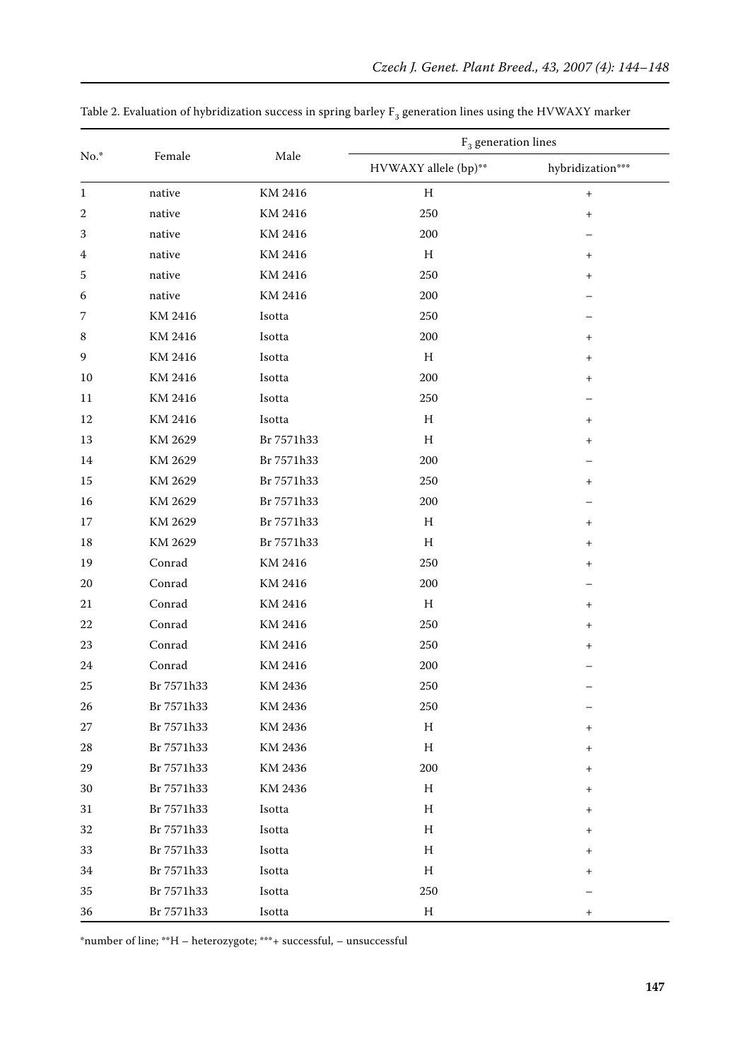Table 2. Evaluation of hybridization success in spring barley $F_3$ generation lines using the HVWAXY marker

| No.* | Female | Male | $F_3$ generation lines | |
|---|---|---|---|---|
| | | | HVWAXY allele (bp)** | hybridization*** |
| 1 | native | KM 2416 | H | + |
| 2 | native | KM 2416 | 250 | + |
| 3 | native | KM 2416 | 200 | – |
| 4 | native | KM 2416 | H | + |
| 5 | native | KM 2416 | 250 | + |
| 6 | native | KM 2416 | 200 | – |
| 7 | KM 2416 | Isotta | 250 | – |
| 8 | KM 2416 | Isotta | 200 | + |
| 9 | KM 2416 | Isotta | H | + |
| 10 | KM 2416 | Isotta | 200 | + |
| 11 | KM 2416 | Isotta | 250 | – |
| 12 | KM 2416 | Isotta | H | + |
| 13 | KM 2629 | Br 7571h33 | H | + |
| 14 | KM 2629 | Br 7571h33 | 200 | – |
| 15 | KM 2629 | Br 7571h33 | 250 | + |
| 16 | KM 2629 | Br 7571h33 | 200 | – |
| 17 | KM 2629 | Br 7571h33 | H | + |
| 18 | KM 2629 | Br 7571h33 | H | + |
| 19 | Conrad | KM 2416 | 250 | + |
| 20 | Conrad | KM 2416 | 200 | – |
| 21 | Conrad | KM 2416 | H | + |
| 22 | Conrad | KM 2416 | 250 | + |
| 23 | Conrad | KM 2416 | 250 | + |
| 24 | Conrad | KM 2416 | 200 | – |
| 25 | Br 7571h33 | KM 2436 | 250 | – |
| 26 | Br 7571h33 | KM 2436 | 250 | – |
| 27 | Br 7571h33 | KM 2436 | H | + |
| 28 | Br 7571h33 | KM 2436 | H | + |
| 29 | Br 7571h33 | KM 2436 | 200 | + |
| 30 | Br 7571h33 | KM 2436 | H | + |
| 31 | Br 7571h33 | Isotta | H | + |
| 32 | Br 7571h33 | Isotta | H | + |
| 33 | Br 7571h33 | Isotta | H | + |
| 34 | Br 7571h33 | Isotta | H | + |
| 35 | Br 7571h33 | Isotta | 250 | – |
| 36 | Br 7571h33 | Isotta | H | + |

*number of line; **H – heterozygote; ***+ successful, – unsuccessful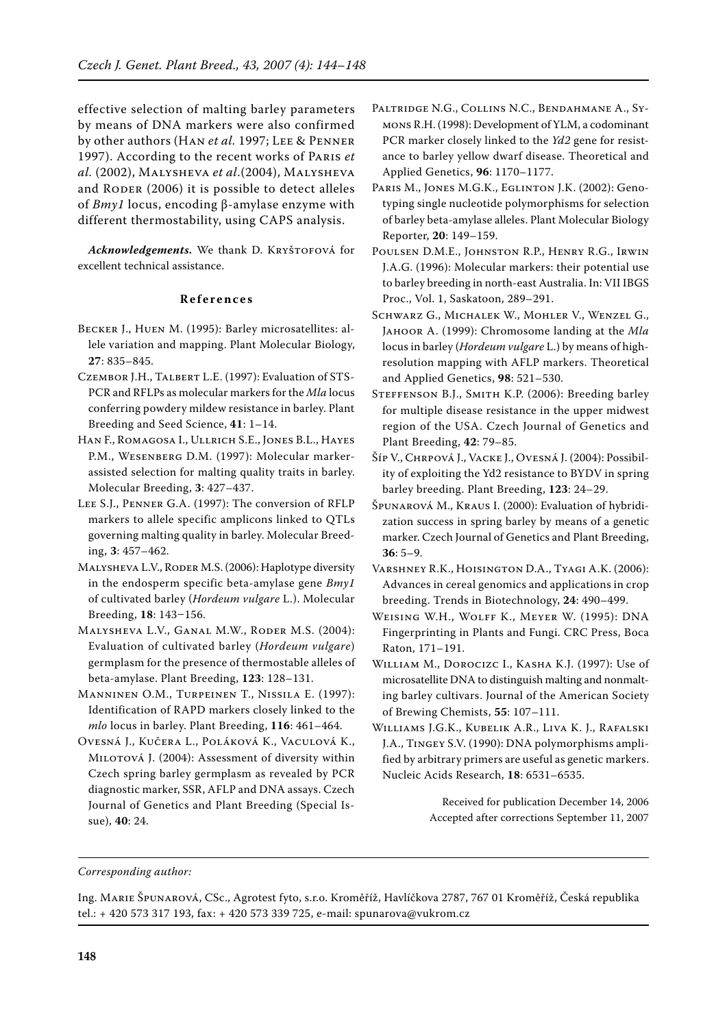effective selection of malting barley parameters by means of DNA markers were also confirmed by other authors (Han *et al.* 1997; Lee & Penner 1997). According to the recent works of Paris *et al.* (2002), Malysheva *et al.*(2004), Malysheva and Roder (2006) it is possible to detect alleles of *Bmy1* locus, encoding β-amylase enzyme with different thermostability, using CAPS analysis.

***Acknowledgements.*** We thank D. Kryštofová for excellent technical assistance.

## References

Becker J., Huen M. (1995): Barley microsatellites: allele variation and mapping. Plant Molecular Biology, **27**: 835–845.

Czembor J.H., Talbert L.E. (1997): Evaluation of STS-PCR and RFLPs as molecular markers for the *Mla* locus conferring powdery mildew resistance in barley. Plant Breeding and Seed Science, **41**: 1–14.

Han F., Romagosa I., Ullrich S.E., Jones B.L., Hayes P.M., Wesenberg D.M. (1997): Molecular marker-assisted selection for malting quality traits in barley. Molecular Breeding, **3**: 427–437.

Lee S.J., Penner G.A. (1997): The conversion of RFLP markers to allele specific amplicons linked to QTLs governing malting quality in barley. Molecular Breeding, **3**: 457–462.

Malysheva L.V., Roder M.S. (2006): Haplotype diversity in the endosperm specific beta-amylase gene *Bmy1* of cultivated barley (*Hordeum vulgare* L.). Molecular Breeding, **18**: 143−156.

Malysheva L.V., Ganal M.W., Roder M.S. (2004): Evaluation of cultivated barley (*Hordeum vulgare*) germplasm for the presence of thermostable alleles of beta-amylase. Plant Breeding, **123**: 128–131.

Manninen O.M., Turpeinen T., Nissila E. (1997): Identification of RAPD markers closely linked to the *mlo* locus in barley. Plant Breeding, **116**: 461–464.

Ovesná J., Kučera L., Poláková K., Vaculová K., Milotová J. (2004): Assessment of diversity within Czech spring barley germplasm as revealed by PCR diagnostic marker, SSR, AFLP and DNA assays. Czech Journal of Genetics and Plant Breeding (Special Issue), **40**: 24.

Paltridge N.G., Collins N.C., Bendahmane A., Symons R.H. (1998): Development of YLM, a codominant PCR marker closely linked to the *Yd2* gene for resistance to barley yellow dwarf disease. Theoretical and Applied Genetics, **96**: 1170–1177.

Paris M., Jones M.G.K., Eglinton J.K. (2002): Genotyping single nucleotide polymorphisms for selection of barley beta-amylase alleles. Plant Molecular Biology Reporter, **20**: 149–159.

Poulsen D.M.E., Johnston R.P., Henry R.G., Irwin J.A.G. (1996): Molecular markers: their potential use to barley breeding in north-east Australia. In: VII IBGS Proc., Vol. 1, Saskatoon, 289–291.

Schwarz G., Michalek W., Mohler V., Wenzel G., Jahoor A. (1999): Chromosome landing at the *Mla* locus in barley (*Hordeum vulgare* L.) by means of high-resolution mapping with AFLP markers. Theoretical and Applied Genetics, **98**: 521–530.

Steffenson B.J., Smith K.P. (2006): Breeding barley for multiple disease resistance in the upper midwest region of the USA. Czech Journal of Genetics and Plant Breeding, **42**: 79–85.

Šíp V., Chrpová J., Vacke J., Ovesná J. (2004): Possibility of exploiting the Yd2 resistance to BYDV in spring barley breeding. Plant Breeding, **123**: 24–29.

Špunarová M., Kraus I. (2000): Evaluation of hybridization success in spring barley by means of a genetic marker. Czech Journal of Genetics and Plant Breeding, **36**: 5–9.

Varshney R.K., Hoisington D.A., Tyagi A.K. (2006): Advances in cereal genomics and applications in crop breeding. Trends in Biotechnology, **24**: 490–499.

Weising W.H., Wolff K., Meyer W. (1995): DNA Fingerprinting in Plants and Fungi. CRC Press, Boca Raton, 171–191.

William M., Dorocizc I., Kasha K.J. (1997): Use of microsatellite DNA to distinguish malting and nonmalting barley cultivars. Journal of the American Society of Brewing Chemists, **55**: 107–111.

Williams J.G.K., Kubelik A.R., Liva K. J., Rafalski J.A., Tingey S.V. (1990): DNA polymorphisms amplified by arbitrary primers are useful as genetic markers. Nucleic Acids Research, **18**: 6531–6535.

Received for publication December 14, 2006
Accepted after corrections September 11, 2007

*Corresponding author:*

Ing. Marie Špunarová, CSc., Agrotest fyto, s.r.o. Kroměříž, Havlíčkova 2787, 767 01 Kroměříž, Česká republika
tel.: + 420 573 317 193, fax: + 420 573 339 725, e-mail: spunarova@vukrom.cz